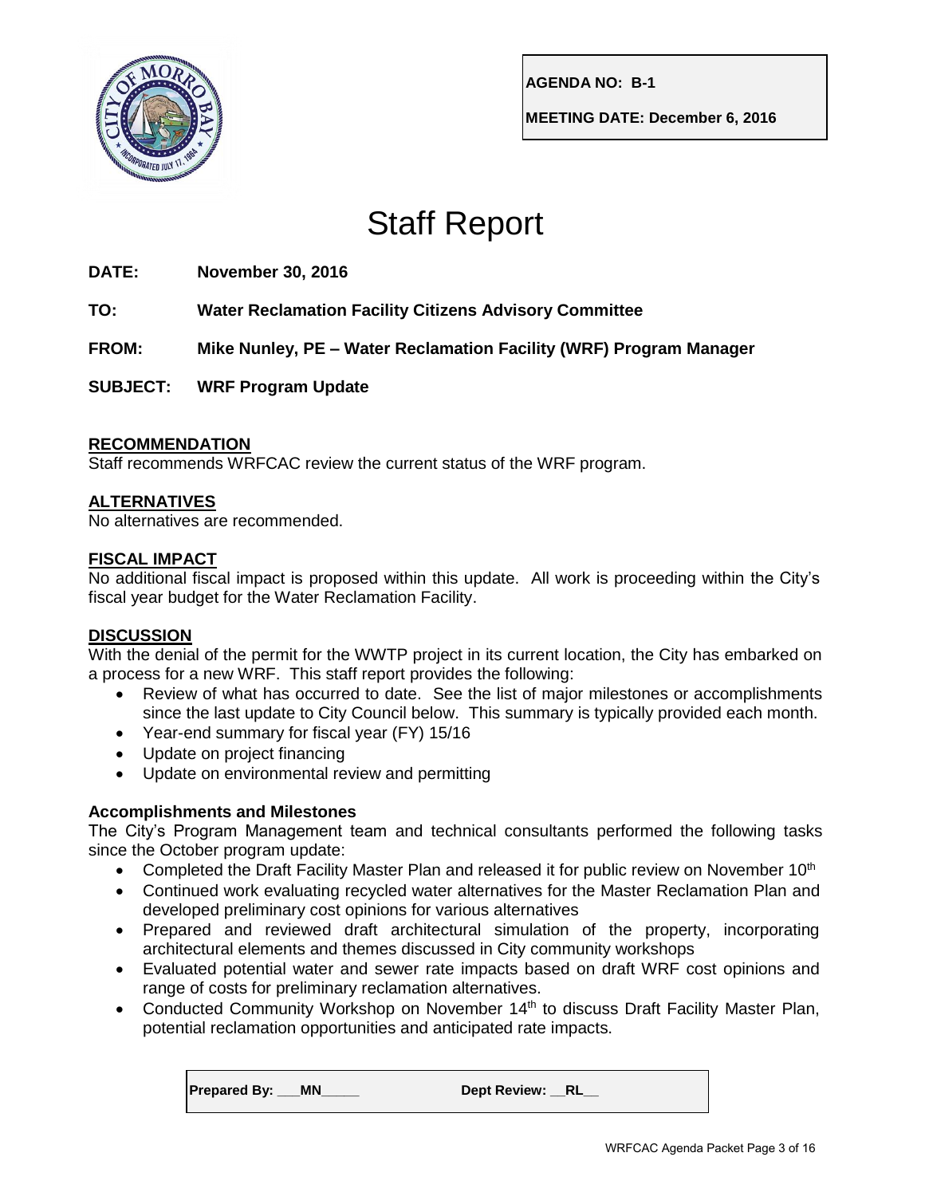**AGENDA NO: B-1**

**MEETING DATE: December 6, 2016**

# Staff Report

**DATE:** **November 30, 2016**

**TO:** **Water Reclamation Facility Citizens Advisory Committee**

**FROM:** **Mike Nunley, PE – Water Reclamation Facility (WRF) Program Manager**

**SUBJECT:** **WRF Program Update**

## RECOMMENDATION

Staff recommends WRFCAC review the current status of the WRF program.

## ALTERNATIVES

No alternatives are recommended.

## FISCAL IMPACT

No additional fiscal impact is proposed within this update. All work is proceeding within the City's fiscal year budget for the Water Reclamation Facility.

## DISCUSSION

With the denial of the permit for the WWTP project in its current location, the City has embarked on a process for a new WRF. This staff report provides the following:

- Review of what has occurred to date. See the list of major milestones or accomplishments since the last update to City Council below. This summary is typically provided each month.
- Year-end summary for fiscal year (FY) 15/16
- Update on project financing
- Update on environmental review and permitting

### Accomplishments and Milestones

The City's Program Management team and technical consultants performed the following tasks since the October program update:

- Completed the Draft Facility Master Plan and released it for public review on November 10th
- Continued work evaluating recycled water alternatives for the Master Reclamation Plan and developed preliminary cost opinions for various alternatives
- Prepared and reviewed draft architectural simulation of the property, incorporating architectural elements and themes discussed in City community workshops
- Evaluated potential water and sewer rate impacts based on draft WRF cost opinions and range of costs for preliminary reclamation alternatives.
- Conducted Community Workshop on November 14th to discuss Draft Facility Master Plan, potential reclamation opportunities and anticipated rate impacts.

**Prepared By: \_\_\_MN\_\_\_\_\_** **Dept Review: \_\_RL\_\_**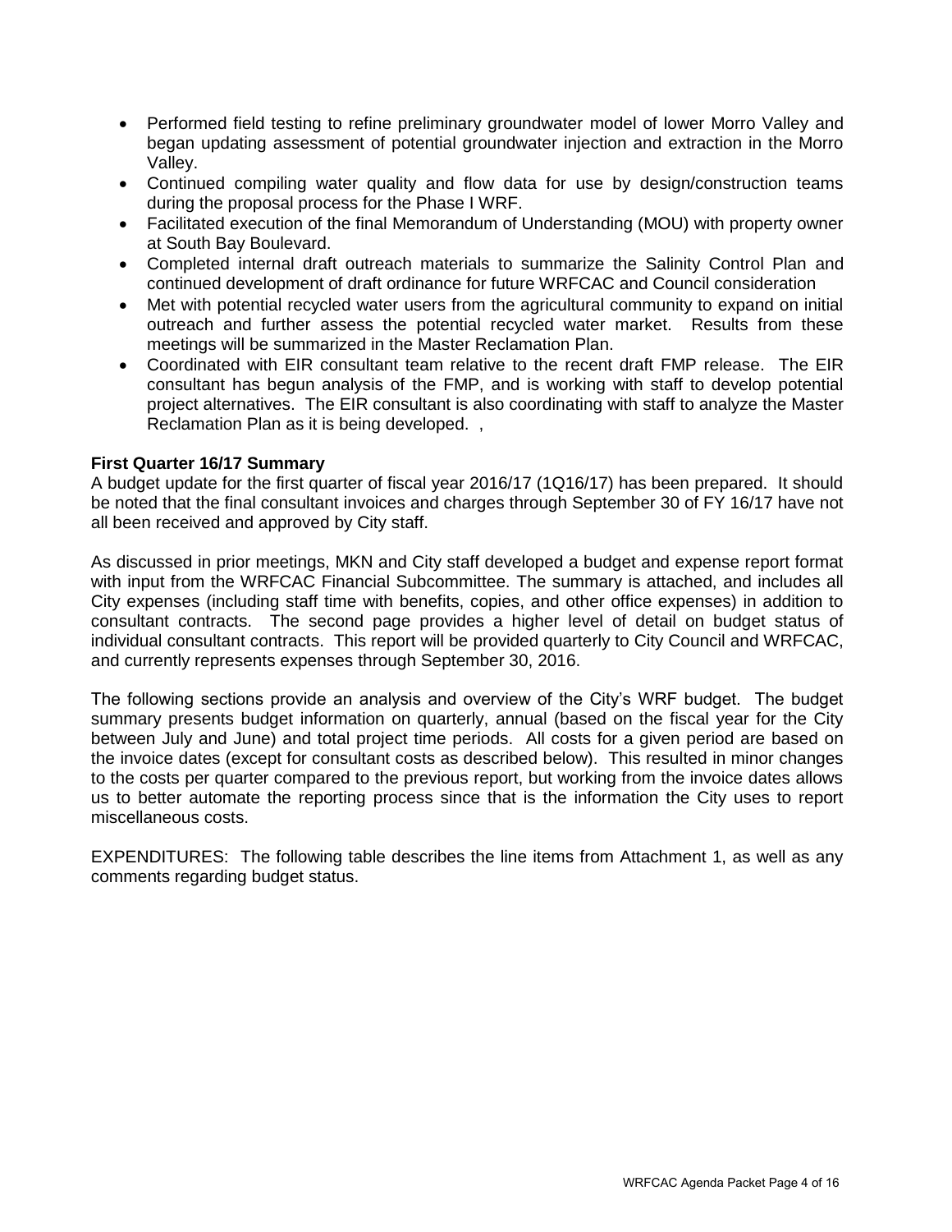- Performed field testing to refine preliminary groundwater model of lower Morro Valley and began updating assessment of potential groundwater injection and extraction in the Morro Valley.
- Continued compiling water quality and flow data for use by design/construction teams during the proposal process for the Phase I WRF.
- Facilitated execution of the final Memorandum of Understanding (MOU) with property owner at South Bay Boulevard.
- Completed internal draft outreach materials to summarize the Salinity Control Plan and continued development of draft ordinance for future WRFCAC and Council consideration
- Met with potential recycled water users from the agricultural community to expand on initial outreach and further assess the potential recycled water market. Results from these meetings will be summarized in the Master Reclamation Plan.
- Coordinated with EIR consultant team relative to the recent draft FMP release. The EIR consultant has begun analysis of the FMP, and is working with staff to develop potential project alternatives. The EIR consultant is also coordinating with staff to analyze the Master Reclamation Plan as it is being developed. ,

**First Quarter 16/17 Summary**

A budget update for the first quarter of fiscal year 2016/17 (1Q16/17) has been prepared. It should be noted that the final consultant invoices and charges through September 30 of FY 16/17 have not all been received and approved by City staff.

As discussed in prior meetings, MKN and City staff developed a budget and expense report format with input from the WRFCAC Financial Subcommittee. The summary is attached, and includes all City expenses (including staff time with benefits, copies, and other office expenses) in addition to consultant contracts. The second page provides a higher level of detail on budget status of individual consultant contracts. This report will be provided quarterly to City Council and WRFCAC, and currently represents expenses through September 30, 2016.

The following sections provide an analysis and overview of the City's WRF budget. The budget summary presents budget information on quarterly, annual (based on the fiscal year for the City between July and June) and total project time periods. All costs for a given period are based on the invoice dates (except for consultant costs as described below). This resulted in minor changes to the costs per quarter compared to the previous report, but working from the invoice dates allows us to better automate the reporting process since that is the information the City uses to report miscellaneous costs.

EXPENDITURES: The following table describes the line items from Attachment 1, as well as any comments regarding budget status.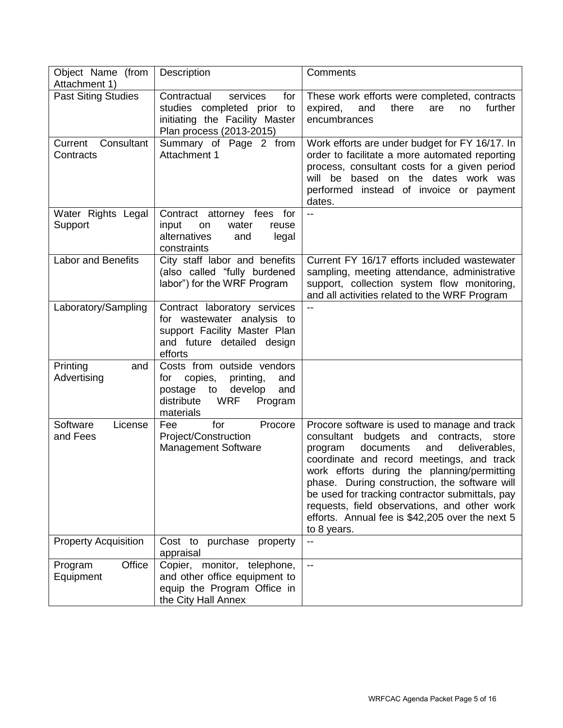| Object Name (from Attachment 1) | Description | Comments |
|---|---|---|
| Past Siting Studies | Contractual services for studies completed prior to initiating the Facility Master Plan process (2013-2015) | These work efforts were completed, contracts expired, and there are no further encumbrances |
| Current Consultant Contracts | Summary of Page 2 from Attachment 1 | Work efforts are under budget for FY 16/17. In order to facilitate a more automated reporting process, consultant costs for a given period will be based on the dates work was performed instead of invoice or payment dates. |
| Water Rights Legal Support | Contract attorney fees for input on water reuse alternatives and legal constraints | -- |
| Labor and Benefits | City staff labor and benefits (also called "fully burdened labor") for the WRF Program | Current FY 16/17 efforts included wastewater sampling, meeting attendance, administrative support, collection system flow monitoring, and all activities related to the WRF Program |
| Laboratory/Sampling | Contract laboratory services for wastewater analysis to support Facility Master Plan and future detailed design efforts | -- |
| Printing and Advertising | Costs from outside vendors for copies, printing, and postage to develop and distribute WRF Program materials | |
| Software License and Fees | Fee for Procore Project/Construction Management Software | Procore software is used to manage and track consultant budgets and contracts, store program documents and deliverables, coordinate and record meetings, and track work efforts during the planning/permitting phase. During construction, the software will be used for tracking contractor submittals, pay requests, field observations, and other work efforts. Annual fee is $42,205 over the next 5 to 8 years. |
| Property Acquisition | Cost to purchase property appraisal | -- |
| Program Office Equipment | Copier, monitor, telephone, and other office equipment to equip the Program Office in the City Hall Annex | -- |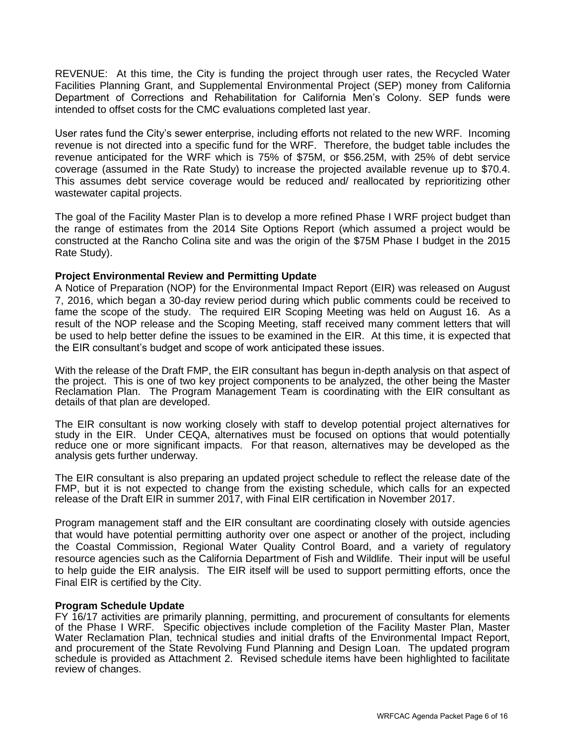REVENUE: At this time, the City is funding the project through user rates, the Recycled Water Facilities Planning Grant, and Supplemental Environmental Project (SEP) money from California Department of Corrections and Rehabilitation for California Men's Colony. SEP funds were intended to offset costs for the CMC evaluations completed last year.

User rates fund the City's sewer enterprise, including efforts not related to the new WRF. Incoming revenue is not directed into a specific fund for the WRF. Therefore, the budget table includes the revenue anticipated for the WRF which is 75% of $75M, or $56.25M, with 25% of debt service coverage (assumed in the Rate Study) to increase the projected available revenue up to $70.4. This assumes debt service coverage would be reduced and/ reallocated by reprioritizing other wastewater capital projects.

The goal of the Facility Master Plan is to develop a more refined Phase I WRF project budget than the range of estimates from the 2014 Site Options Report (which assumed a project would be constructed at the Rancho Colina site and was the origin of the $75M Phase I budget in the 2015 Rate Study).

**Project Environmental Review and Permitting Update**

A Notice of Preparation (NOP) for the Environmental Impact Report (EIR) was released on August 7, 2016, which began a 30-day review period during which public comments could be received to fame the scope of the study. The required EIR Scoping Meeting was held on August 16. As a result of the NOP release and the Scoping Meeting, staff received many comment letters that will be used to help better define the issues to be examined in the EIR. At this time, it is expected that the EIR consultant's budget and scope of work anticipated these issues.

With the release of the Draft FMP, the EIR consultant has begun in-depth analysis on that aspect of the project. This is one of two key project components to be analyzed, the other being the Master Reclamation Plan. The Program Management Team is coordinating with the EIR consultant as details of that plan are developed.

The EIR consultant is now working closely with staff to develop potential project alternatives for study in the EIR. Under CEQA, alternatives must be focused on options that would potentially reduce one or more significant impacts. For that reason, alternatives may be developed as the analysis gets further underway.

The EIR consultant is also preparing an updated project schedule to reflect the release date of the FMP, but it is not expected to change from the existing schedule, which calls for an expected release of the Draft EIR in summer 2017, with Final EIR certification in November 2017.

Program management staff and the EIR consultant are coordinating closely with outside agencies that would have potential permitting authority over one aspect or another of the project, including the Coastal Commission, Regional Water Quality Control Board, and a variety of regulatory resource agencies such as the California Department of Fish and Wildlife. Their input will be useful to help guide the EIR analysis. The EIR itself will be used to support permitting efforts, once the Final EIR is certified by the City.

**Program Schedule Update**

FY 16/17 activities are primarily planning, permitting, and procurement of consultants for elements of the Phase I WRF. Specific objectives include completion of the Facility Master Plan, Master Water Reclamation Plan, technical studies and initial drafts of the Environmental Impact Report, and procurement of the State Revolving Fund Planning and Design Loan. The updated program schedule is provided as Attachment 2. Revised schedule items have been highlighted to facilitate review of changes.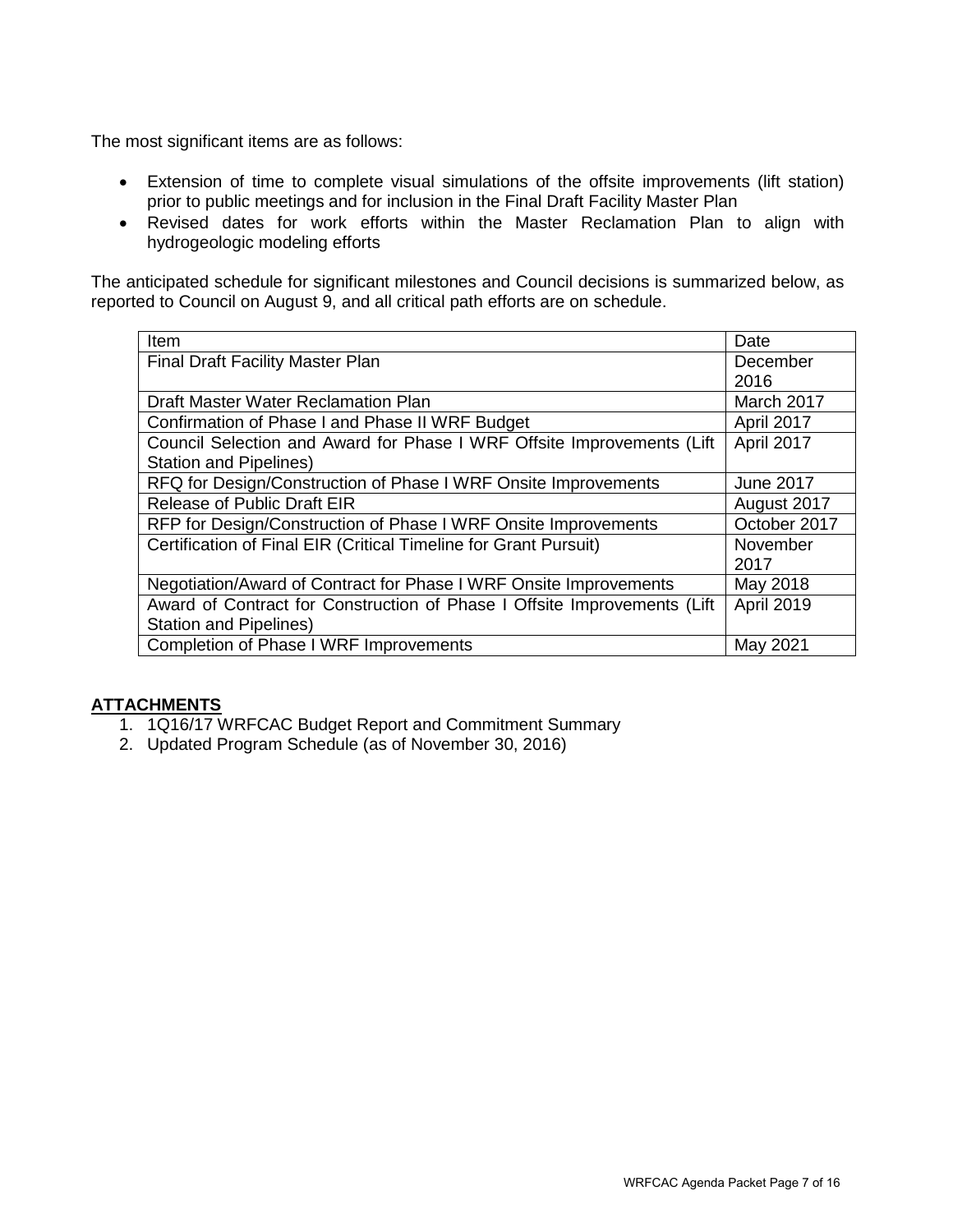The most significant items are as follows:

- Extension of time to complete visual simulations of the offsite improvements (lift station) prior to public meetings and for inclusion in the Final Draft Facility Master Plan
- Revised dates for work efforts within the Master Reclamation Plan to align with hydrogeologic modeling efforts

The anticipated schedule for significant milestones and Council decisions is summarized below, as reported to Council on August 9, and all critical path efforts are on schedule.

| Item | Date |
|---|---|
| Final Draft Facility Master Plan | December 2016 |
| Draft Master Water Reclamation Plan | March 2017 |
| Confirmation of Phase I and Phase II WRF Budget | April 2017 |
| Council Selection and Award for Phase I WRF Offsite Improvements (Lift Station and Pipelines) | April 2017 |
| RFQ for Design/Construction of Phase I WRF Onsite Improvements | June 2017 |
| Release of Public Draft EIR | August 2017 |
| RFP for Design/Construction of Phase I WRF Onsite Improvements | October 2017 |
| Certification of Final EIR (Critical Timeline for Grant Pursuit) | November 2017 |
| Negotiation/Award of Contract for Phase I WRF Onsite Improvements | May 2018 |
| Award of Contract for Construction of Phase I Offsite Improvements (Lift Station and Pipelines) | April 2019 |
| Completion of Phase I WRF Improvements | May 2021 |

## ATTACHMENTS

1. 1Q16/17 WRFCAC Budget Report and Commitment Summary
2. Updated Program Schedule (as of November 30, 2016)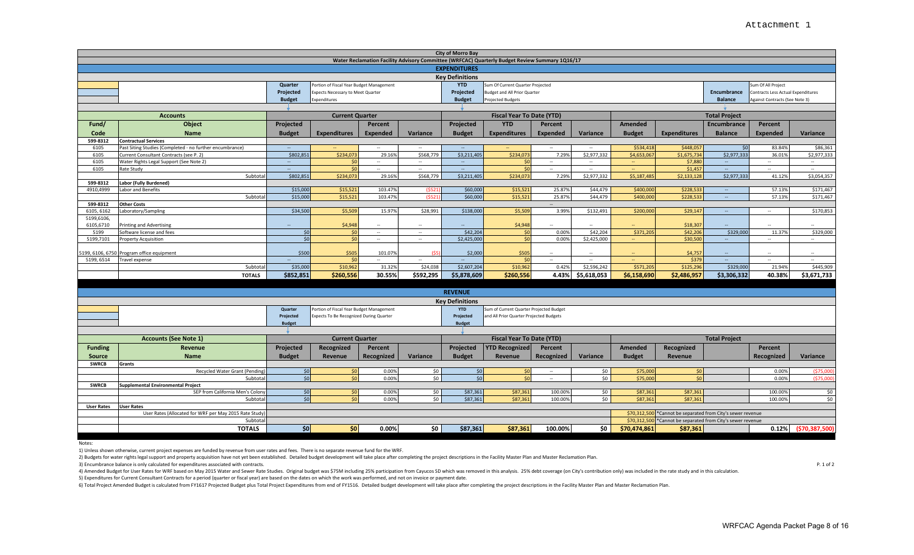Attachment 1

# City of Morro Bay

## Water Reclamation Facility Advisory Committee (WRFCAC) Quarterly Budget Review Summary 1Q16/17

### EXPENDITURES

**Key Definitions**

- **Quarter Projected Budget**: Portion of Fiscal Year Budget Management Expects Necessary to Meet Quarter Expenditures
- **YTD Projected Budget**: Sum Of Current Quarter Projected Budget and All Prior Quarter Projected Budgets
- **Encumbrance Balance**: Sum Of All Project Contracts Less Actual Expenditures Against Contracts (See Note 3)

| Accounts | | Current Quarter | | | | Fiscal Year To Date (YTD) | | | | Total Project | | | | |
|---|---|---|---|---|---|---|---|---|---|---|---|---|---|---|
| Fund/ Code | Object Name | Projected Budget | Expenditures | Percent Expended | Variance | Projected Budget | YTD Expenditures | Percent Expended | Variance | Amended Budget | Expenditures | Encumbrance Balance | Percent Expended | Variance |
| 599-8312 | **Contractual Services** | | | | | | | | | | | | | |
| 6105 | Past Siting Studies (Completed - no further encumbrance) | -- | -- | -- | -- | -- | -- | -- | -- | $534,418 | $448,057 | $0 | 83.84% | $86,361 |
| 6105 | Current Consultant Contracts (see P. 2) | $802,851 | $234,073 | 29.16% | $568,779 | $3,211,405 | $234,073 | 7.29% | $2,977,332 | $4,653,067 | $1,675,734 | $2,977,333 | 36.01% | $2,977,333 |
| 6105 | Water Rights Legal Support (See Note 2) | -- | $0 | -- | -- | -- | $0 | -- | -- | -- | $7,880 | -- | -- | -- |
| 6105 | Rate Study | -- | $0 | -- | -- | -- | $0 | -- | -- | -- | $1,457 | -- | -- | -- |
| | Subtotal | $802,851 | $234,073 | 29.16% | $568,779 | $3,211,405 | $234,073 | 7.29% | $2,977,332 | $5,187,485 | $2,133,128 | $2,977,333 | 41.12% | $3,054,357 |
| 599-8312 | **Labor (Fully Burdened)** | | | | | | | | | | | | | |
| 4910,4999 | Labor and Benefits | $15,000 | $15,521 | 103.47% | ($521) | $60,000 | $15,521 | 25.87% | $44,479 | $400,000 | $228,533 | -- | 57.13% | $171,467 |
| | Subtotal | $15,000 | $15,521 | 103.47% | ($521) | $60,000 | $15,521 | 25.87% | $44,479 | $400,000 | $228,533 | -- | 57.13% | $171,467 |
| 599-8312 | **Other Costs** | | | | | | | -- | | | | | | |
| 6105, 6162 | Laboratory/Sampling | $34,500 | $5,509 | 15.97% | $28,991 | $138,000 | $5,509 | 3.99% | $132,491 | $200,000 | $29,147 | -- | -- | $170,853 |
| 5199,6106, 6105,6710 | Printing and Advertising | -- | $4,948 | -- | -- | -- | $4,948 | -- | -- | -- | $18,307 | -- | -- | -- |
| 5199 | Software license and fees | $0 | $0 | -- | -- | $42,204 | $0 | 0.00% | $42,204 | $371,205 | $42,206 | $329,000 | 11.37% | $329,000 |
| 5199,7101 | Property Acquisition | $0 | $0 | -- | -- | $2,425,000 | $0 | 0.00% | $2,425,000 | -- | $30,500 | -- | -- | -- |
| 5199, 6106, 6750 | Program office equipment | $500 | $505 | 101.07% | ($5) | $2,000 | $505 | -- | -- | -- | $4,757 | -- | -- | -- |
| 5199, 6514 | Travel expense | -- | $0 | -- | -- | -- | $0 | -- | -- | -- | $379 | -- | -- | -- |
| | Subtotal | $35,000 | $10,962 | 31.32% | $24,038 | $2,607,204 | $10,962 | 0.42% | $2,596,242 | $571,205 | $125,296 | $329,000 | 21.94% | $445,909 |
| | **TOTALS** | **$852,851** | **$260,556** | **30.55%** | **$592,295** | **$5,878,609** | **$260,556** | **4.43%** | **$5,618,053** | **$6,158,690** | **$2,486,957** | **$3,306,332** | **40.38%** | **$3,671,733** |

### REVENUE

**Key Definitions**

- **Quarter Projected Budget**: Portion of Fiscal Year Budget Management Expects To Be Recognized During Quarter
- **YTD Projected Budget**: Sum of Current Quarter Projected Budget and All Prior Quarter Projected Budgets

| Accounts (See Note 1) | | Current Quarter | | | | Fiscal Year To Date (YTD) | | | | Total Project | | | | |
|---|---|---|---|---|---|---|---|---|---|---|---|---|---|---|
| Funding Source | Revenue Name | Projected Budget | Recognized Revenue | Percent Recognized | Variance | Projected Budget | YTD Recognized Revenue | Percent Recognized | Variance | Amended Budget | Recognized Revenue | | Percent Recognized | Variance |
| SWRCB | **Grants** | | | | | | | | | | | | | |
| | Recycled Water Grant (Pending) | $0 | $0 | 0.00% | $0 | $0 | $0 | -- | $0 | $75,000 | $0 | | 0.00% | ($75,000) |
| | Subtotal | $0 | $0 | 0.00% | $0 | $0 | $0 | -- | $0 | $75,000 | $0 | | 0.00% | ($75,000) |
| SWRCB | **Supplemental Environmental Project** | | | | | | | | | | | | | |
| | SEP from California Men's Colony | $0 | $0 | 0.00% | $0 | $87,361 | $87,361 | 100.00% | $0 | $87,361 | $87,361 | | 100.00% | $0 |
| | Subtotal | $0 | $0 | 0.00% | $0 | $87,361 | $87,361 | 100.00% | $0 | $87,361 | $87,361 | | 100.00% | $0 |
| User Rates | **User Rates** | | | | | | | | | | | | | |
| | User Rates (Allocated for WRF per May 2015 Rate Study) | | | | | | | | | $70,312,500 | *Cannot be separated from City's sewer revenue | | | |
| | Subtotal | | | | | | | | | $70,312,500 | *Cannot be separated from City's sewer revenue | | | |
| | **TOTALS** | **$0** | **$0** | **0.00%** | **$0** | **$87,361** | **$87,361** | **100.00%** | **$0** | **$70,474,861** | **$87,361** | | **0.12%** | **($70,387,500)** |

Notes:

1) Unless shown otherwise, current project expenses are funded by revenue from user rates and fees. There is no separate revenue fund for the WRF.

2) Budgets for water rights legal support and property acquisition have not yet been established. Detailed budget development will take place after completing the project descriptions in the Facility Master Plan and Master Reclamation Plan.

3) Encumbrance balance is only calculated for expenditures associated with contracts.

4) Amended Budget for User Rates for WRF based on May 2015 Water and Sewer Rate Studies. Original budget was $75M including 25% participation from Cayucos SD which was removed in this analysis. 25% debt coverage (on City's contribution only) was included in the rate study and in this calculation.

5) Expenditures for Current Consultant Contracts for a period (quarter or fiscal year) are based on the dates on which the work was performed, and not on invoice or payment date.

6) Total Project Amended Budget is calculated from FY1617 Projected Budget plus Total Project Expenditures from end of FY1516. Detailed budget development will take place after completing the project descriptions in the Facility Master Plan and Master Reclamation Plan.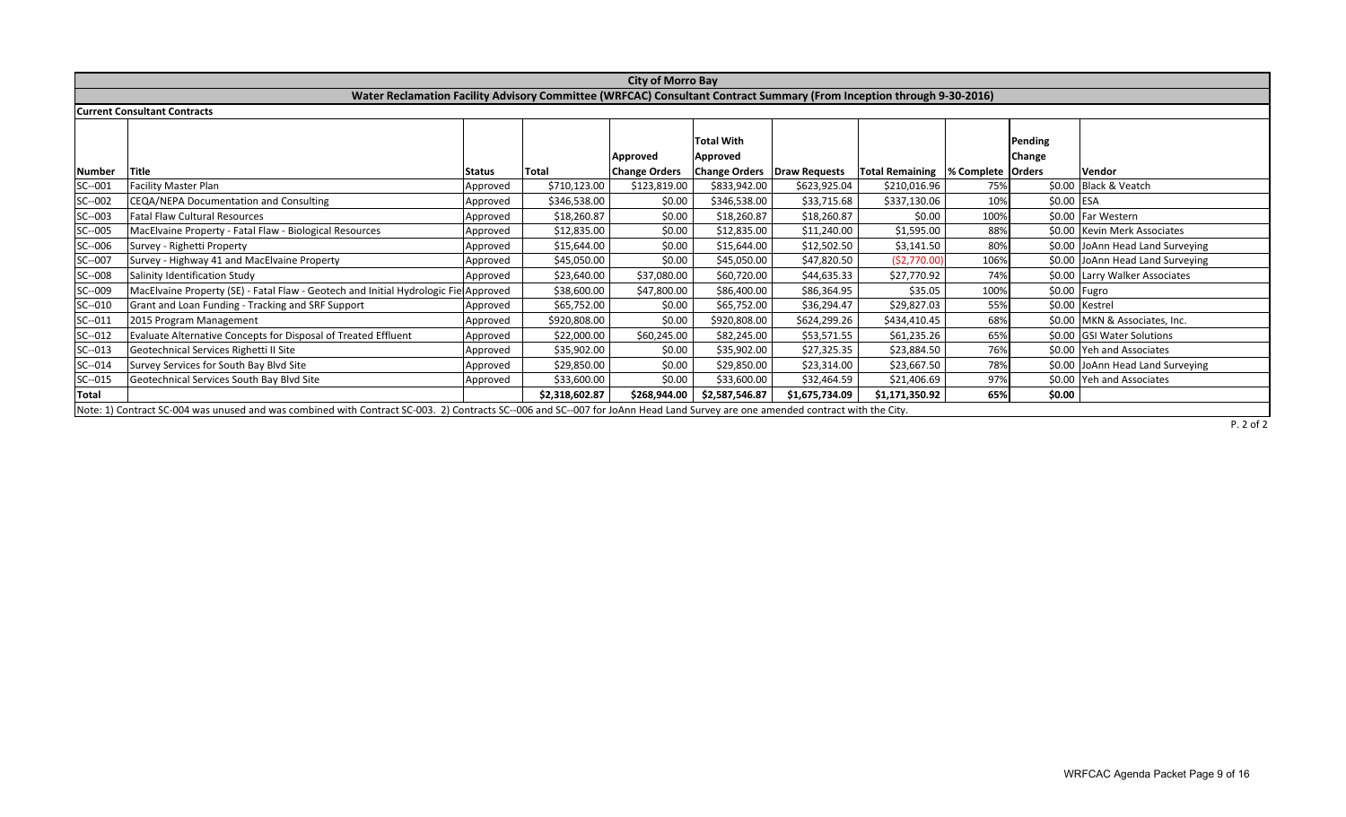# City of Morro Bay

## Water Reclamation Facility Advisory Committee (WRFCAC) Consultant Contract Summary (From Inception through 9-30-2016)

### Current Consultant Contracts

| Number | Title | Status | Total | Approved Change Orders | Total With Approved Change Orders | Draw Requests | Total Remaining | % Complete | Pending Change Orders | Vendor |
|---|---|---|---|---|---|---|---|---|---|---|
| SC--001 | Facility Master Plan | Approved | $710,123.00 | $123,819.00 | $833,942.00 | $623,925.04 | $210,016.96 | 75% | $0.00 | Black & Veatch |
| SC--002 | CEQA/NEPA Documentation and Consulting | Approved | $346,538.00 | $0.00 | $346,538.00 | $33,715.68 | $337,130.06 | 10% | $0.00 | ESA |
| SC--003 | Fatal Flaw Cultural Resources | Approved | $18,260.87 | $0.00 | $18,260.87 | $18,260.87 | $0.00 | 100% | $0.00 | Far Western |
| SC--005 | MacElvaine Property - Fatal Flaw - Biological Resources | Approved | $12,835.00 | $0.00 | $12,835.00 | $11,240.00 | $1,595.00 | 88% | $0.00 | Kevin Merk Associates |
| SC--006 | Survey - Righetti Property | Approved | $15,644.00 | $0.00 | $15,644.00 | $12,502.50 | $3,141.50 | 80% | $0.00 | JoAnn Head Land Surveying |
| SC--007 | Survey - Highway 41 and MacElvaine Property | Approved | $45,050.00 | $0.00 | $45,050.00 | $47,820.50 | ($2,770.00) | 106% | $0.00 | JoAnn Head Land Surveying |
| SC--008 | Salinity Identification Study | Approved | $23,640.00 | $37,080.00 | $60,720.00 | $44,635.33 | $27,770.92 | 74% | $0.00 | Larry Walker Associates |
| SC--009 | MacElvaine Property (SE) - Fatal Flaw - Geotech and Initial Hydrologic Fie | Approved | $38,600.00 | $47,800.00 | $86,400.00 | $86,364.95 | $35.05 | 100% | $0.00 | Fugro |
| SC--010 | Grant and Loan Funding - Tracking and SRF Support | Approved | $65,752.00 | $0.00 | $65,752.00 | $36,294.47 | $29,827.03 | 55% | $0.00 | Kestrel |
| SC--011 | 2015 Program Management | Approved | $920,808.00 | $0.00 | $920,808.00 | $624,299.26 | $434,410.45 | 68% | $0.00 | MKN & Associates, Inc. |
| SC--012 | Evaluate Alternative Concepts for Disposal of Treated Effluent | Approved | $22,000.00 | $60,245.00 | $82,245.00 | $53,571.55 | $61,235.26 | 65% | $0.00 | GSI Water Solutions |
| SC--013 | Geotechnical Services Righetti II Site | Approved | $35,902.00 | $0.00 | $35,902.00 | $27,325.35 | $23,884.50 | 76% | $0.00 | Yeh and Associates |
| SC--014 | Survey Services for South Bay Blvd Site | Approved | $29,850.00 | $0.00 | $29,850.00 | $23,314.00 | $23,667.50 | 78% | $0.00 | JoAnn Head Land Surveying |
| SC--015 | Geotechnical Services South Bay Blvd Site | Approved | $33,600.00 | $0.00 | $33,600.00 | $32,464.59 | $21,406.69 | 97% | $0.00 | Yeh and Associates |
| Total | | | $2,318,602.87 | $268,944.00 | $2,587,546.87 | $1,675,734.09 | $1,171,350.92 | 65% | $0.00 | |

Note: 1) Contract SC-004 was unused and was combined with Contract SC-003. 2) Contracts SC--006 and SC--007 for JoAnn Head Land Survey are one amended contract with the City.

P. 2 of 2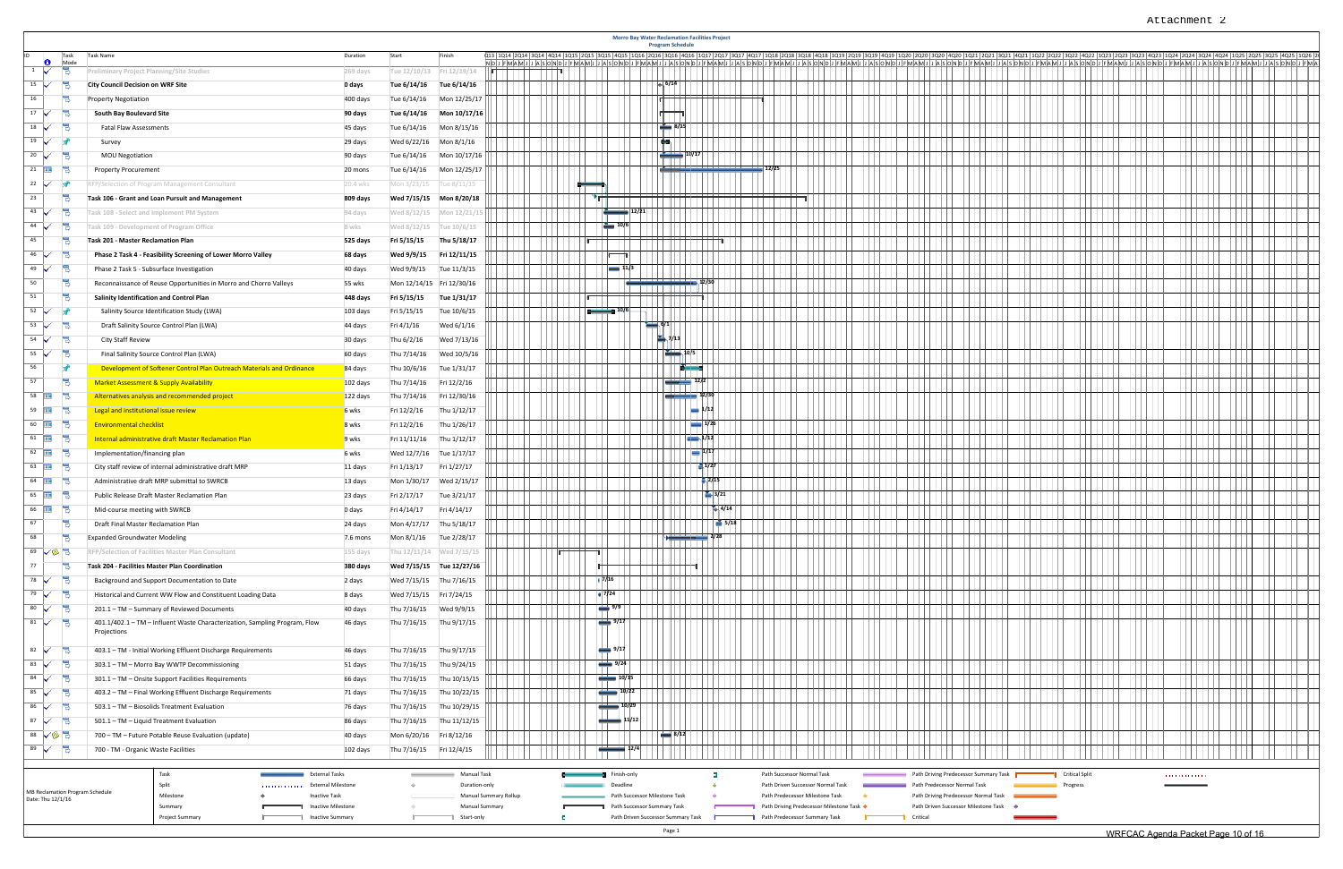Attachment 2

## Morro Bay Water Reclamation Facilities Project
### Program Schedule

| ID | Task Name | Duration | Start | Finish |
|---|---|---|---|---|
| 1 | Preliminary Project Planning/Site Studies | 269 days | Tue 12/10/13 | Fri 12/19/14 |
| 15 | **City Council Decision on WRF Site** | **0 days** | **Tue 6/14/16** | **Tue 6/14/16** |
| 16 | Property Negotiation | 400 days | Tue 6/14/16 | Mon 12/25/17 |
| 17 | **South Bay Boulevard Site** | **90 days** | **Tue 6/14/16** | **Mon 10/17/16** |
| 18 | Fatal Flaw Assessments | 45 days | Tue 6/14/16 | Mon 8/15/16 |
| 19 | Survey | 29 days | Wed 6/22/16 | Mon 8/1/16 |
| 20 | MOU Negotiation | 90 days | Tue 6/14/16 | Mon 10/17/16 |
| 21 | Property Procurement | 20 mons | Tue 6/14/16 | Mon 12/25/17 |
| 22 | RFP/Selection of Program Management Consultant | 20.4 wks | Mon 3/23/15 | Tue 8/11/15 |
| 23 | **Task 106 - Grant and Loan Pursuit and Management** | **809 days** | **Wed 7/15/15** | **Mon 8/20/18** |
| 43 | Task 108 - Select and Implement PM System | 94 days | Wed 8/12/15 | Mon 12/21/15 |
| 44 | Task 109 - Development of Program Office | 8 wks | Wed 8/12/15 | Tue 10/6/15 |
| 45 | **Task 201 - Master Reclamation Plan** | **525 days** | **Fri 5/15/15** | **Thu 5/18/17** |
| 46 | **Phase 2 Task 4 - Feasibility Screening of Lower Morro Valley** | **68 days** | **Wed 9/9/15** | **Fri 12/11/15** |
| 49 | Phase 2 Task 5 - Subsurface Investigation | 40 days | Wed 9/9/15 | Tue 11/3/15 |
| 50 | Reconnaissance of Reuse Opportunities in Morro and Chorro Valleys | 55 wks | Mon 12/14/15 | Fri 12/30/16 |
| 51 | **Salinity Identification and Control Plan** | **448 days** | **Fri 5/15/15** | **Tue 1/31/17** |
| 52 | Salinity Source Identification Study (LWA) | 103 days | Fri 5/15/15 | Tue 10/6/15 |
| 53 | Draft Salinity Source Control Plan (LWA) | 44 days | Fri 4/1/16 | Wed 6/1/16 |
| 54 | City Staff Review | 30 days | Thu 6/2/16 | Wed 7/13/16 |
| 55 | Final Salinity Source Control Plan (LWA) | 60 days | Thu 7/14/16 | Wed 10/5/16 |
| 56 | Development of Softener Control Plan Outreach Materials and Ordinance | 84 days | Thu 10/6/16 | Tue 1/31/17 |
| 57 | Market Assessment & Supply Availability | 102 days | Thu 7/14/16 | Fri 12/2/16 |
| 58 | Alternatives analysis and recommended project | 122 days | Thu 7/14/16 | Fri 12/30/16 |
| 59 | Legal and institutional issue review | 6 wks | Fri 12/2/16 | Thu 1/12/17 |
| 60 | Environmental checklist | 8 wks | Fri 12/2/16 | Thu 1/26/17 |
| 61 | Internal administrative draft Master Reclamation Plan | 9 wks | Fri 11/11/16 | Thu 1/12/17 |
| 62 | Implementation/financing plan | 6 wks | Wed 12/7/16 | Tue 1/17/17 |
| 63 | City staff review of internal administrative draft MRP | 11 days | Fri 1/13/17 | Fri 1/27/17 |
| 64 | Administrative draft MRP submittal to SWRCB | 13 days | Mon 1/30/17 | Wed 2/15/17 |
| 65 | Public Release Draft Master Reclamation Plan | 23 days | Fri 2/17/17 | Tue 3/21/17 |
| 66 | Mid-course meeting with SWRCB | 0 days | Fri 4/14/17 | Fri 4/14/17 |
| 67 | Draft Final Master Reclamation Plan | 24 days | Mon 4/17/17 | Thu 5/18/17 |
| 68 | Expanded Groundwater Modeling | 7.6 mons | Mon 8/1/16 | Tue 2/28/17 |
| 69 | RFP/Selection of Facilities Master Plan Consultant | 155 days | Thu 12/11/14 | Wed 7/15/15 |
| 77 | **Task 204 - Facilities Master Plan Coordination** | **380 days** | **Wed 7/15/15** | **Tue 12/27/16** |
| 78 | Background and Support Documentation to Date | 2 days | Wed 7/15/15 | Thu 7/16/15 |
| 79 | Historical and Current WW Flow and Constituent Loading Data | 8 days | Wed 7/15/15 | Fri 7/24/15 |
| 80 | 201.1 – TM – Summary of Reviewed Documents | 40 days | Thu 7/16/15 | Wed 9/9/15 |
| 81 | 401.1/402.1 – TM – Influent Waste Characterization, Sampling Program, Flow Projections | 46 days | Thu 7/16/15 | Thu 9/17/15 |
| 82 | 403.1 – TM - Initial Working Effluent Discharge Requirements | 46 days | Thu 7/16/15 | Thu 9/17/15 |
| 83 | 303.1 – TM – Morro Bay WWTP Decommissioning | 51 days | Thu 7/16/15 | Thu 9/24/15 |
| 84 | 301.1 – TM – Onsite Support Facilities Requirements | 66 days | Thu 7/16/15 | Thu 10/15/15 |
| 85 | 403.2 – TM – Final Working Effluent Discharge Requirements | 71 days | Thu 7/16/15 | Thu 10/22/15 |
| 86 | 503.1 – TM – Biosolids Treatment Evaluation | 76 days | Thu 7/16/15 | Thu 10/29/15 |
| 87 | 501.1 – TM – Liquid Treatment Evaluation | 86 days | Thu 7/16/15 | Thu 11/12/15 |
| 88 | 700 – TM – Future Potable Reuse Evaluation (update) | 40 days | Mon 6/20/16 | Fri 8/12/16 |
| 89 | 700 - TM - Organic Waste Facilities | 102 days | Thu 7/16/15 | Fri 12/4/15 |

MB Reclamation Program Schedule
Date: Thu 12/1/16

Legend: Task, Split, Milestone, Summary, Project Summary, External Tasks, External Milestone, Inactive Task, Inactive Milestone, Inactive Summary, Manual Task, Duration-only, Manual Summary Rollup, Manual Summary, Start-only, Finish-only, Deadline, Path Successor Milestone Task, Path Successor Summary Task, Path Driven Successor Summary Task, Path Successor Normal Task, Path Driven Successor Normal Task, Path Predecessor Milestone Task, Path Driving Predecessor Milestone Task, Path Predecessor Summary Task, Path Driving Predecessor Summary Task, Path Predecessor Normal Task, Path Driving Predecessor Normal Task, Path Driven Successor Milestone Task, Critical, Critical Split, Progress

WRFCAC Agenda Packet Page 10 of 16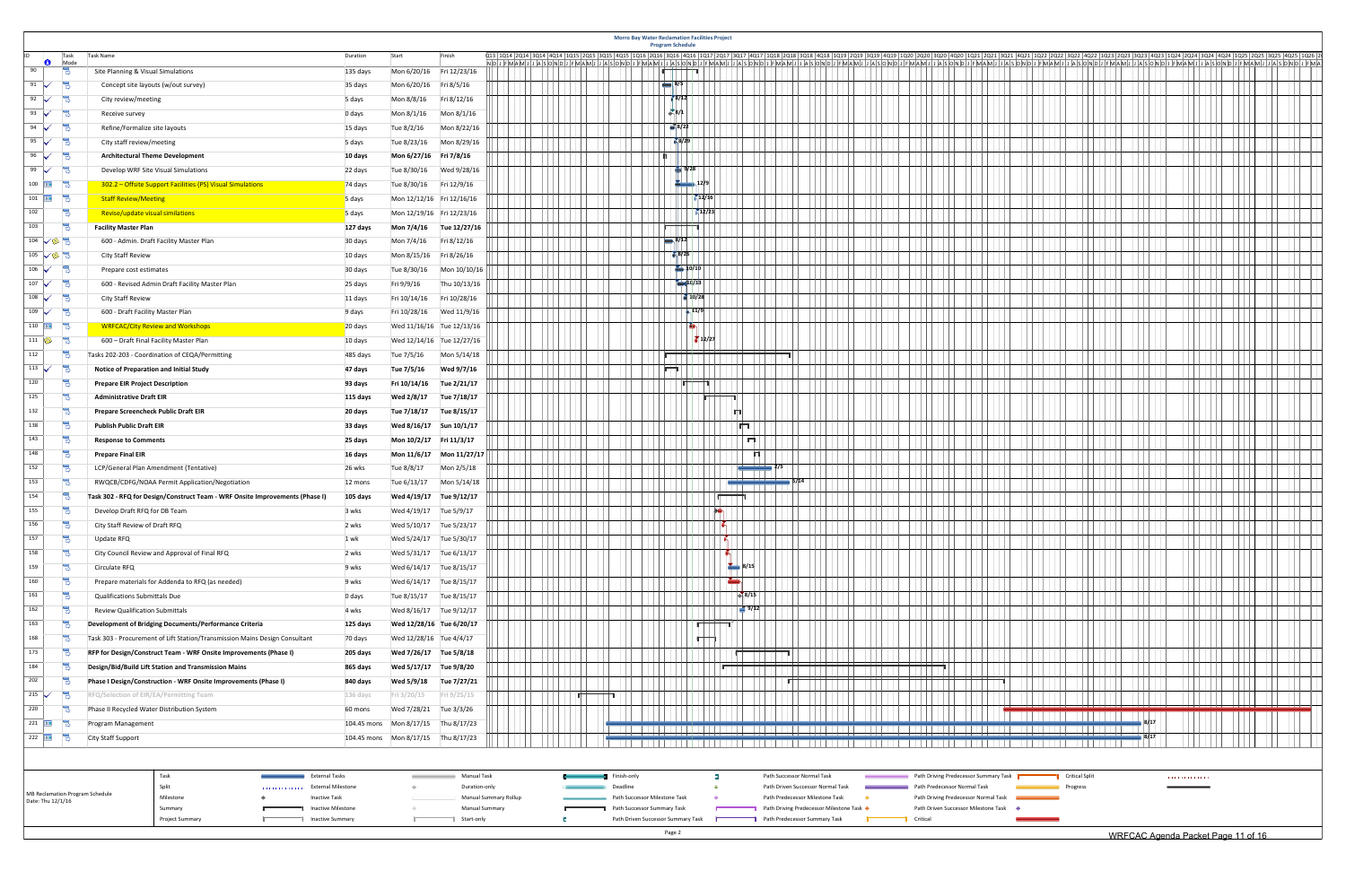# Morro Bay Water Reclamation Facilities Project
## Program Schedule

| ID | Task Mode | Task Name | Duration | Start | Finish |
|---|---|---|---|---|---|
| 90 | | Site Planning & Visual Simulations | 135 days | Mon 6/20/16 | Fri 12/23/16 |
| 91 | | Concept site layouts (w/out survey) | 35 days | Mon 6/20/16 | Fri 8/5/16 |
| 92 | | City review/meeting | 5 days | Mon 8/8/16 | Fri 8/12/16 |
| 93 | | Receive survey | 0 days | Mon 8/1/16 | Mon 8/1/16 |
| 94 | | Refine/Formalize site layouts | 15 days | Tue 8/2/16 | Mon 8/22/16 |
| 95 | | City staff review/meeting | 5 days | Tue 8/23/16 | Mon 8/29/16 |
| 96 | | **Architectural Theme Development** | **10 days** | **Mon 6/27/16** | **Fri 7/8/16** |
| 99 | | Develop WRF Site Visual Simulations | 22 days | Tue 8/30/16 | Wed 9/28/16 |
| 100 | | 302.2 – Offsite Support Facilities (PS) Visual Simulations | 74 days | Tue 8/30/16 | Fri 12/9/16 |
| 101 | | Staff Review/Meeting | 5 days | Mon 12/12/16 | Fri 12/16/16 |
| 102 | | Revise/update visual similations | 5 days | Mon 12/19/16 | Fri 12/23/16 |
| 103 | | **Facility Master Plan** | **127 days** | **Mon 7/4/16** | **Tue 12/27/16** |
| 104 | | 600 - Admin. Draft Facility Master Plan | 30 days | Mon 7/4/16 | Fri 8/12/16 |
| 105 | | City Staff Review | 10 days | Mon 8/15/16 | Fri 8/26/16 |
| 106 | | Prepare cost estimates | 30 days | Tue 8/30/16 | Mon 10/10/16 |
| 107 | | 600 - Revised Admin Draft Facility Master Plan | 25 days | Fri 9/9/16 | Thu 10/13/16 |
| 108 | | City Staff Review | 11 days | Fri 10/14/16 | Fri 10/28/16 |
| 109 | | 600 - Draft Facility Master Plan | 9 days | Fri 10/28/16 | Wed 11/9/16 |
| 110 | | WRFCAC/City Review and Workshops | 20 days | Wed 11/16/16 | Tue 12/13/16 |
| 111 | | 600 – Draft Final Facility Master Plan | 10 days | Wed 12/14/16 | Tue 12/27/16 |
| 112 | | Tasks 202-203 - Coordination of CEQA/Permitting | 485 days | Tue 7/5/16 | Mon 5/14/18 |
| 113 | | **Notice of Preparation and Initial Study** | **47 days** | **Tue 7/5/16** | **Wed 9/7/16** |
| 120 | | **Prepare EIR Project Description** | **93 days** | **Fri 10/14/16** | **Tue 2/21/17** |
| 125 | | **Administrative Draft EIR** | **115 days** | **Wed 2/8/17** | **Tue 7/18/17** |
| 132 | | **Prepare Screencheck Public Draft EIR** | **20 days** | **Tue 7/18/17** | **Tue 8/15/17** |
| 138 | | **Publish Public Draft EIR** | **33 days** | **Wed 8/16/17** | **Sun 10/1/17** |
| 143 | | **Response to Comments** | **25 days** | **Mon 10/2/17** | **Fri 11/3/17** |
| 148 | | **Prepare Final EIR** | **16 days** | **Mon 11/6/17** | **Mon 11/27/17** |
| 152 | | LCP/General Plan Amendment (Tentative) | 26 wks | Tue 8/8/17 | Mon 2/5/18 |
| 153 | | RWQCB/CDFG/NOAA Permit Application/Negotiation | 12 mons | Tue 6/13/17 | Mon 5/14/18 |
| 154 | | **Task 302 - RFQ for Design/Construct Team - WRF Onsite Improvements (Phase I)** | **105 days** | **Wed 4/19/17** | **Tue 9/12/17** |
| 155 | | Develop Draft RFQ for DB Team | 3 wks | Wed 4/19/17 | Tue 5/9/17 |
| 156 | | City Staff Review of Draft RFQ | 2 wks | Wed 5/10/17 | Tue 5/23/17 |
| 157 | | Update RFQ | 1 wk | Wed 5/24/17 | Tue 5/30/17 |
| 158 | | City Council Review and Approval of Final RFQ | 2 wks | Wed 5/31/17 | Tue 6/13/17 |
| 159 | | Circulate RFQ | 9 wks | Wed 6/14/17 | Tue 8/15/17 |
| 160 | | Prepare materials for Addenda to RFQ (as needed) | 9 wks | Wed 6/14/17 | Tue 8/15/17 |
| 161 | | Qualifications Submittals Due | 0 days | Tue 8/15/17 | Tue 8/15/17 |
| 162 | | Review Qualification Submittals | 4 wks | Wed 8/16/17 | Tue 9/12/17 |
| 163 | | **Development of Bridging Documents/Performance Criteria** | **125 days** | **Wed 12/28/16** | **Tue 6/20/17** |
| 168 | | Task 303 - Procurement of Lift Station/Transmission Mains Design Consultant | 70 days | Wed 12/28/16 | Tue 4/4/17 |
| 173 | | **RFP for Design/Construct Team - WRF Onsite Improvements (Phase I)** | **205 days** | **Wed 7/26/17** | **Tue 5/8/18** |
| 184 | | **Design/Bid/Build Lift Station and Transmission Mains** | **865 days** | **Wed 5/17/17** | **Tue 9/8/20** |
| 202 | | **Phase I Design/Construction - WRF Onsite Improvements (Phase I)** | **840 days** | **Wed 5/9/18** | **Tue 7/27/21** |
| 215 | | RFQ/Selection of EIR/EA/Permitting Team | 136 days | Fri 3/20/15 | Fri 9/25/15 |
| 220 | | Phase II Recycled Water Distribution System | 60 mons | Wed 7/28/21 | Tue 3/3/26 |
| 221 | | Program Management | 104.45 mons | Mon 8/17/15 | Thu 8/17/23 |
| 222 | | City Staff Support | 104.45 mons | Mon 8/17/15 | Thu 8/17/23 |

MB Reclamation Program Schedule
Date: Thu 12/1/16

Legend: Task, Split, Milestone, Summary, Project Summary, External Tasks, External Milestone, Inactive Task, Inactive Milestone, Inactive Summary, Manual Task, Duration-only, Manual Summary Rollup, Manual Summary, Start-only, Finish-only, Deadline, Path Successor Milestone Task, Path Successor Summary Task, Path Driven Successor Summary Task, Path Successor Normal Task, Path Driven Successor Normal Task, Path Predecessor Milestone Task, Path Driving Predecessor Milestone Task, Path Predecessor Summary Task, Path Driving Predecessor Summary Task, Path Predecessor Normal Task, Path Driving Predecessor Normal Task, Path Driven Successor Milestone Task, Critical, Critical Split, Progress

WRFCAC Agenda Packet Page 11 of 16